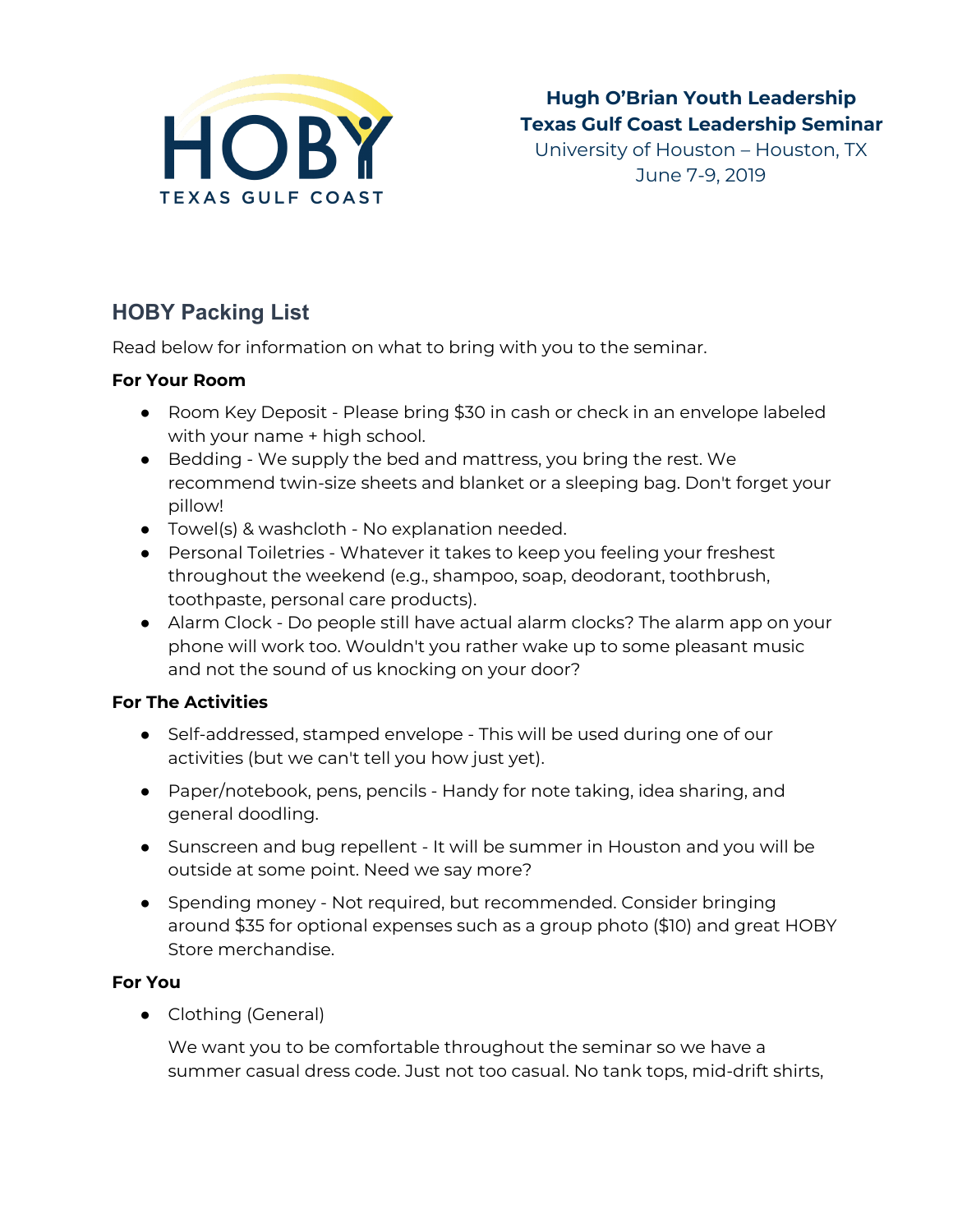HOBY

TEXAS GULF COAST

**Hugh O'Brian Youth Leadership**
**Texas Gulf Coast Leadership Seminar**
University of Houston – Houston, TX
June 7-9, 2019

## HOBY Packing List

Read below for information on what to bring with you to the seminar.

**For Your Room**

- Room Key Deposit - Please bring $30 in cash or check in an envelope labeled with your name + high school.
- Bedding - We supply the bed and mattress, you bring the rest. We recommend twin-size sheets and blanket or a sleeping bag. Don't forget your pillow!
- Towel(s) & washcloth - No explanation needed.
- Personal Toiletries - Whatever it takes to keep you feeling your freshest throughout the weekend (e.g., shampoo, soap, deodorant, toothbrush, toothpaste, personal care products).
- Alarm Clock - Do people still have actual alarm clocks? The alarm app on your phone will work too. Wouldn't you rather wake up to some pleasant music and not the sound of us knocking on your door?

**For The Activities**

- Self-addressed, stamped envelope - This will be used during one of our activities (but we can't tell you how just yet).
- Paper/notebook, pens, pencils - Handy for note taking, idea sharing, and general doodling.
- Sunscreen and bug repellent - It will be summer in Houston and you will be outside at some point. Need we say more?
- Spending money - Not required, but recommended. Consider bringing around $35 for optional expenses such as a group photo ($10) and great HOBY Store merchandise.

**For You**

- Clothing (General)

  We want you to be comfortable throughout the seminar so we have a summer casual dress code. Just not too casual. No tank tops, mid-drift shirts,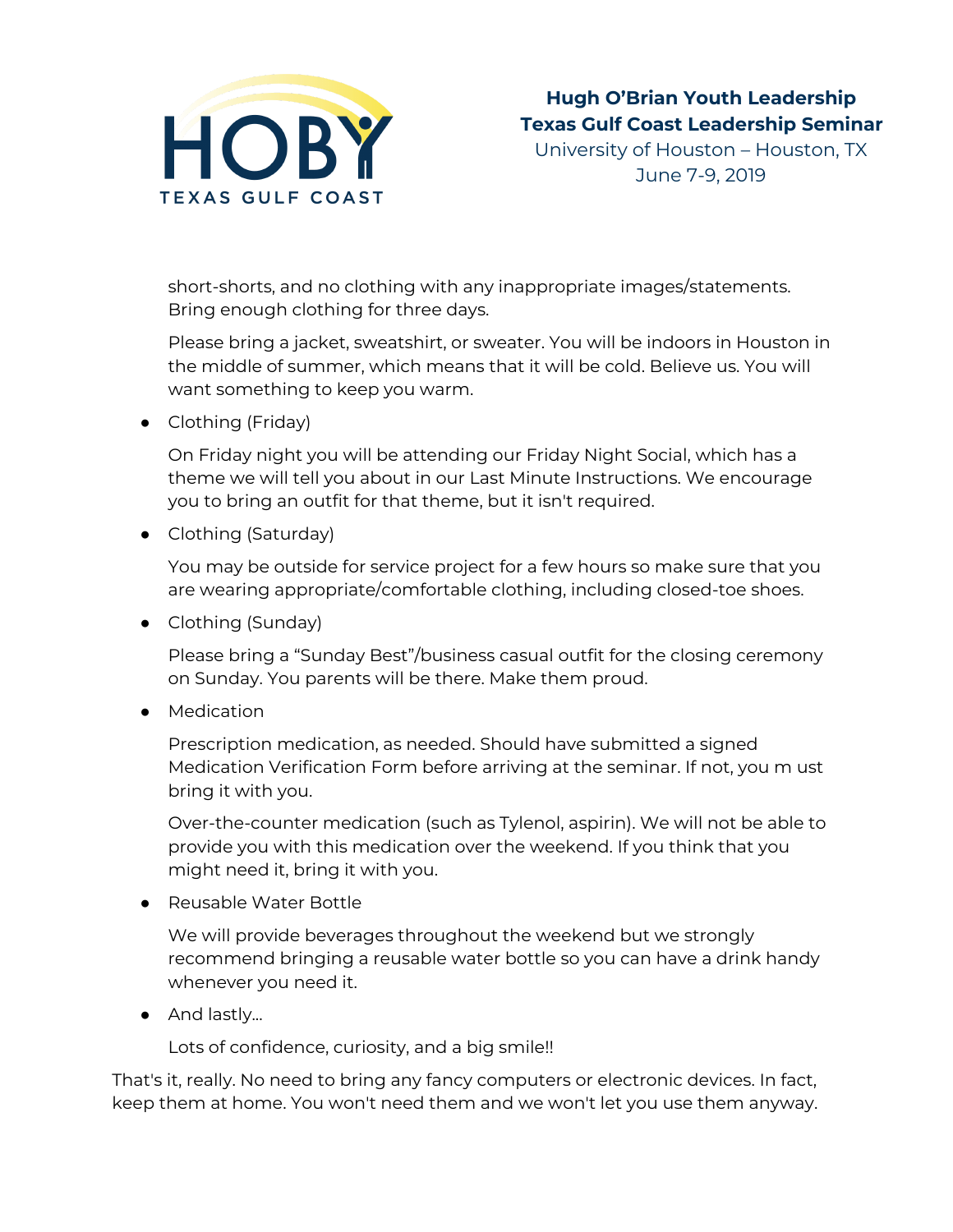short-shorts, and no clothing with any inappropriate images/statements. Bring enough clothing for three days.

Please bring a jacket, sweatshirt, or sweater. You will be indoors in Houston in the middle of summer, which means that it will be cold. Believe us. You will want something to keep you warm.

- Clothing (Friday)

  On Friday night you will be attending our Friday Night Social, which has a theme we will tell you about in our Last Minute Instructions. We encourage you to bring an outfit for that theme, but it isn't required.

- Clothing (Saturday)

  You may be outside for service project for a few hours so make sure that you are wearing appropriate/comfortable clothing, including closed-toe shoes.

- Clothing (Sunday)

  Please bring a "Sunday Best"/business casual outfit for the closing ceremony on Sunday. You parents will be there. Make them proud.

- Medication

  Prescription medication, as needed. Should have submitted a signed Medication Verification Form before arriving at the seminar. If not, you m ust bring it with you.

  Over-the-counter medication (such as Tylenol, aspirin). We will not be able to provide you with this medication over the weekend. If you think that you might need it, bring it with you.

- Reusable Water Bottle

  We will provide beverages throughout the weekend but we strongly recommend bringing a reusable water bottle so you can have a drink handy whenever you need it.

- And lastly...

  Lots of confidence, curiosity, and a big smile!!

That's it, really. No need to bring any fancy computers or electronic devices. In fact, keep them at home. You won't need them and we won't let you use them anyway.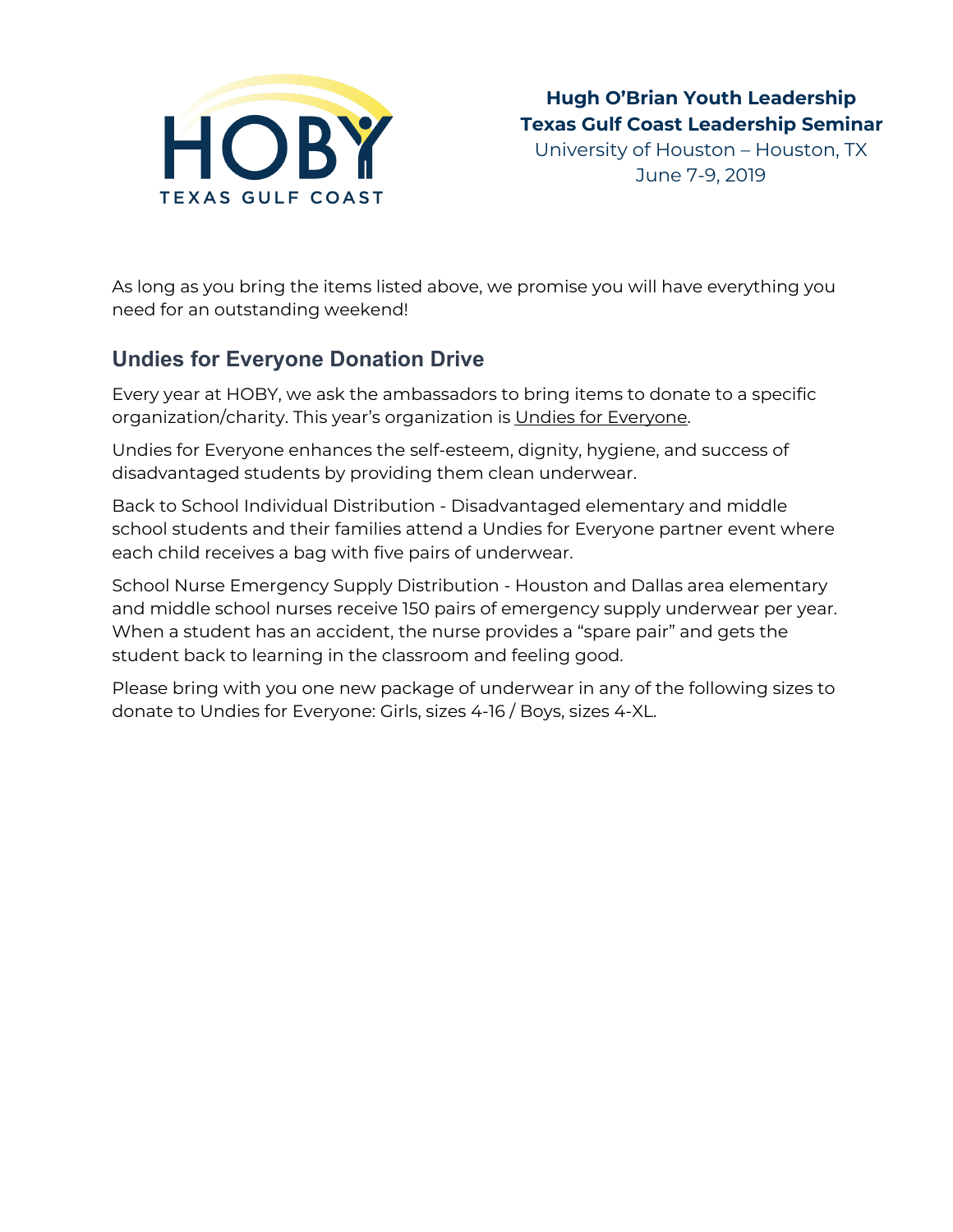**Hugh O'Brian Youth Leadership**
**Texas Gulf Coast Leadership Seminar**
University of Houston – Houston, TX
June 7-9, 2019

As long as you bring the items listed above, we promise you will have everything you need for an outstanding weekend!

## Undies for Everyone Donation Drive

Every year at HOBY, we ask the ambassadors to bring items to donate to a specific organization/charity. This year's organization is Undies for Everyone.

Undies for Everyone enhances the self-esteem, dignity, hygiene, and success of disadvantaged students by providing them clean underwear.

Back to School Individual Distribution - Disadvantaged elementary and middle school students and their families attend a Undies for Everyone partner event where each child receives a bag with five pairs of underwear.

School Nurse Emergency Supply Distribution - Houston and Dallas area elementary and middle school nurses receive 150 pairs of emergency supply underwear per year. When a student has an accident, the nurse provides a "spare pair" and gets the student back to learning in the classroom and feeling good.

Please bring with you one new package of underwear in any of the following sizes to donate to Undies for Everyone: Girls, sizes 4-16 / Boys, sizes 4-XL.